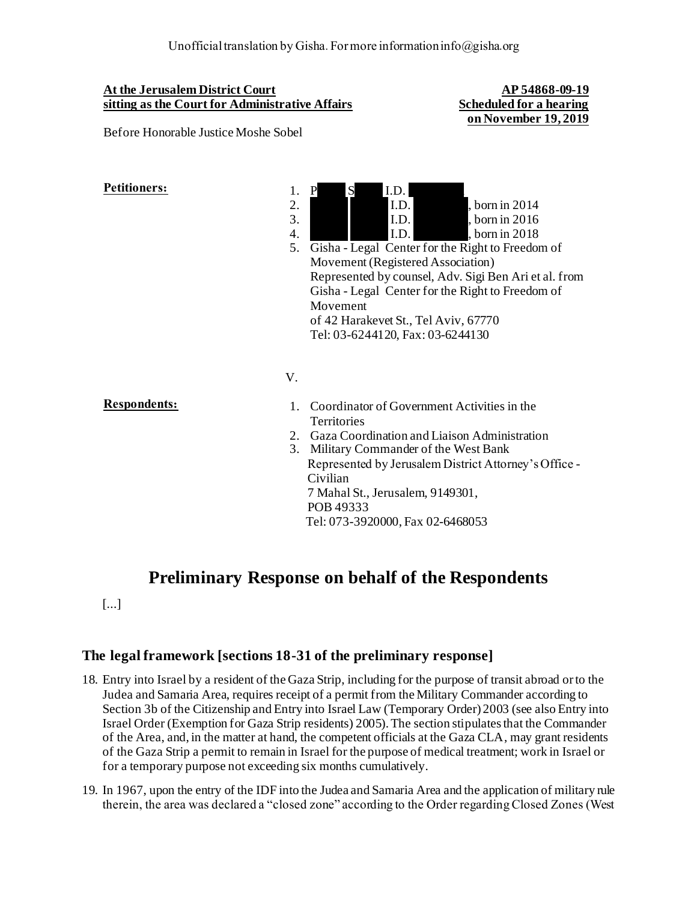Unofficial translation by Gisha. For more information info@gisha.org

**At the Jerusalem District Court**
**sitting as the Court for Administrative Affairs**

**AP 54868-09-19**
**Scheduled for a hearing on November 19, 2019**

Before Honorable Justice Moshe Sobel

**Petitioners:**

1. P S I.D.
2. I.D. , born in 2014
3. I.D. , born in 2016
4. I.D. , born in 2018
5. Gisha - Legal Center for the Right to Freedom of Movement (Registered Association)
   Represented by counsel, Adv. Sigi Ben Ari et al. from Gisha - Legal Center for the Right to Freedom of Movement
   of 42 Harakevet St., Tel Aviv, 67770
   Tel: 03-6244120, Fax: 03-6244130

V.

**Respondents:**

1. Coordinator of Government Activities in the Territories
2. Gaza Coordination and Liaison Administration
3. Military Commander of the West Bank
   Represented by Jerusalem District Attorney's Office - Civilian
   7 Mahal St., Jerusalem, 9149301,
   POB 49333
   Tel: 073-3920000, Fax 02-6468053

# Preliminary Response on behalf of the Respondents

[...]

## The legal framework [sections 18-31 of the preliminary response]

18. Entry into Israel by a resident of the Gaza Strip, including for the purpose of transit abroad or to the Judea and Samaria Area, requires receipt of a permit from the Military Commander according to Section 3b of the Citizenship and Entry into Israel Law (Temporary Order) 2003 (see also Entry into Israel Order (Exemption for Gaza Strip residents) 2005). The section stipulates that the Commander of the Area, and, in the matter at hand, the competent officials at the Gaza CLA, may grant residents of the Gaza Strip a permit to remain in Israel for the purpose of medical treatment; work in Israel or for a temporary purpose not exceeding six months cumulatively.

19. In 1967, upon the entry of the IDF into the Judea and Samaria Area and the application of military rule therein, the area was declared a "closed zone" according to the Order regarding Closed Zones (West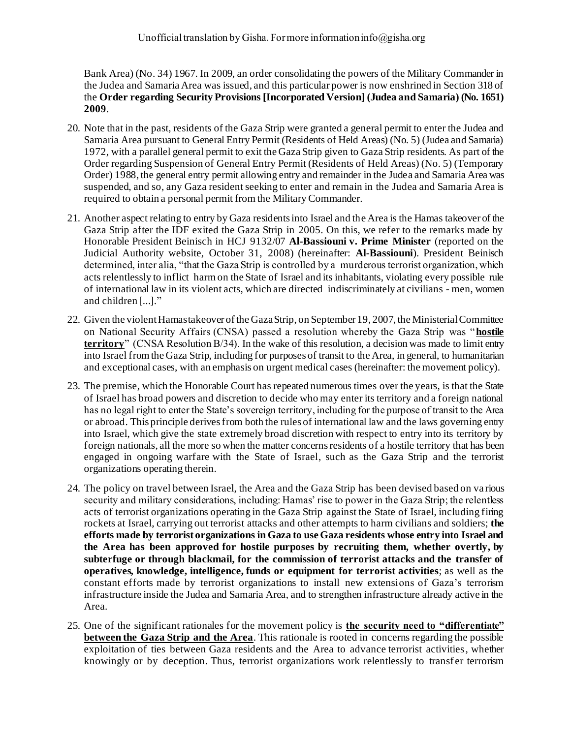Bank Area) (No. 34) 1967. In 2009, an order consolidating the powers of the Military Commander in the Judea and Samaria Area was issued, and this particular power is now enshrined in Section 318 of the **Order regarding Security Provisions [Incorporated Version] (Judea and Samaria) (No. 1651) 2009**.

20. Note that in the past, residents of the Gaza Strip were granted a general permit to enter the Judea and Samaria Area pursuant to General Entry Permit (Residents of Held Areas) (No. 5) (Judea and Samaria) 1972, with a parallel general permit to exit the Gaza Strip given to Gaza Strip residents. As part of the Order regarding Suspension of General Entry Permit (Residents of Held Areas) (No. 5) (Temporary Order) 1988, the general entry permit allowing entry and remainder in the Judea and Samaria Area was suspended, and so, any Gaza resident seeking to enter and remain in the Judea and Samaria Area is required to obtain a personal permit from the Military Commander.

21. Another aspect relating to entry by Gaza residents into Israel and the Area is the Hamas takeover of the Gaza Strip after the IDF exited the Gaza Strip in 2005. On this, we refer to the remarks made by Honorable President Beinisch in HCJ 9132/07 **Al-Bassiouni v. Prime Minister** (reported on the Judicial Authority website, October 31, 2008) (hereinafter: **Al-Bassiouni**). President Beinisch determined, inter alia, "that the Gaza Strip is controlled by a murderous terrorist organization, which acts relentlessly to inflict harm on the State of Israel and its inhabitants, violating every possible rule of international law in its violent acts, which are directed indiscriminately at civilians - men, women and children [...]."

22. Given the violent Hamas takeover of the Gaza Strip, on September 19, 2007, the Ministerial Committee on National Security Affairs (CNSA) passed a resolution whereby the Gaza Strip was "**hostile territory**" (CNSA Resolution B/34). In the wake of this resolution, a decision was made to limit entry into Israel from the Gaza Strip, including for purposes of transit to the Area, in general, to humanitarian and exceptional cases, with an emphasis on urgent medical cases (hereinafter: the movement policy).

23. The premise, which the Honorable Court has repeated numerous times over the years, is that the State of Israel has broad powers and discretion to decide who may enter its territory and a foreign national has no legal right to enter the State's sovereign territory, including for the purpose of transit to the Area or abroad. This principle derives from both the rules of international law and the laws governing entry into Israel, which give the state extremely broad discretion with respect to entry into its territory by foreign nationals, all the more so when the matter concerns residents of a hostile territory that has been engaged in ongoing warfare with the State of Israel, such as the Gaza Strip and the terrorist organizations operating therein.

24. The policy on travel between Israel, the Area and the Gaza Strip has been devised based on various security and military considerations, including: Hamas' rise to power in the Gaza Strip; the relentless acts of terrorist organizations operating in the Gaza Strip against the State of Israel, including firing rockets at Israel, carrying out terrorist attacks and other attempts to harm civilians and soldiers; **the efforts made by terrorist organizations in Gaza to use Gaza residents whose entry into Israel and the Area has been approved for hostile purposes by recruiting them, whether overtly, by subterfuge or through blackmail, for the commission of terrorist attacks and the transfer of operatives, knowledge, intelligence, funds or equipment for terrorist activities**; as well as the constant efforts made by terrorist organizations to install new extensions of Gaza's terrorism infrastructure inside the Judea and Samaria Area, and to strengthen infrastructure already active in the Area.

25. One of the significant rationales for the movement policy is **the security need to "differentiate" between the Gaza Strip and the Area**. This rationale is rooted in concerns regarding the possible exploitation of ties between Gaza residents and the Area to advance terrorist activities, whether knowingly or by deception. Thus, terrorist organizations work relentlessly to transfer terrorism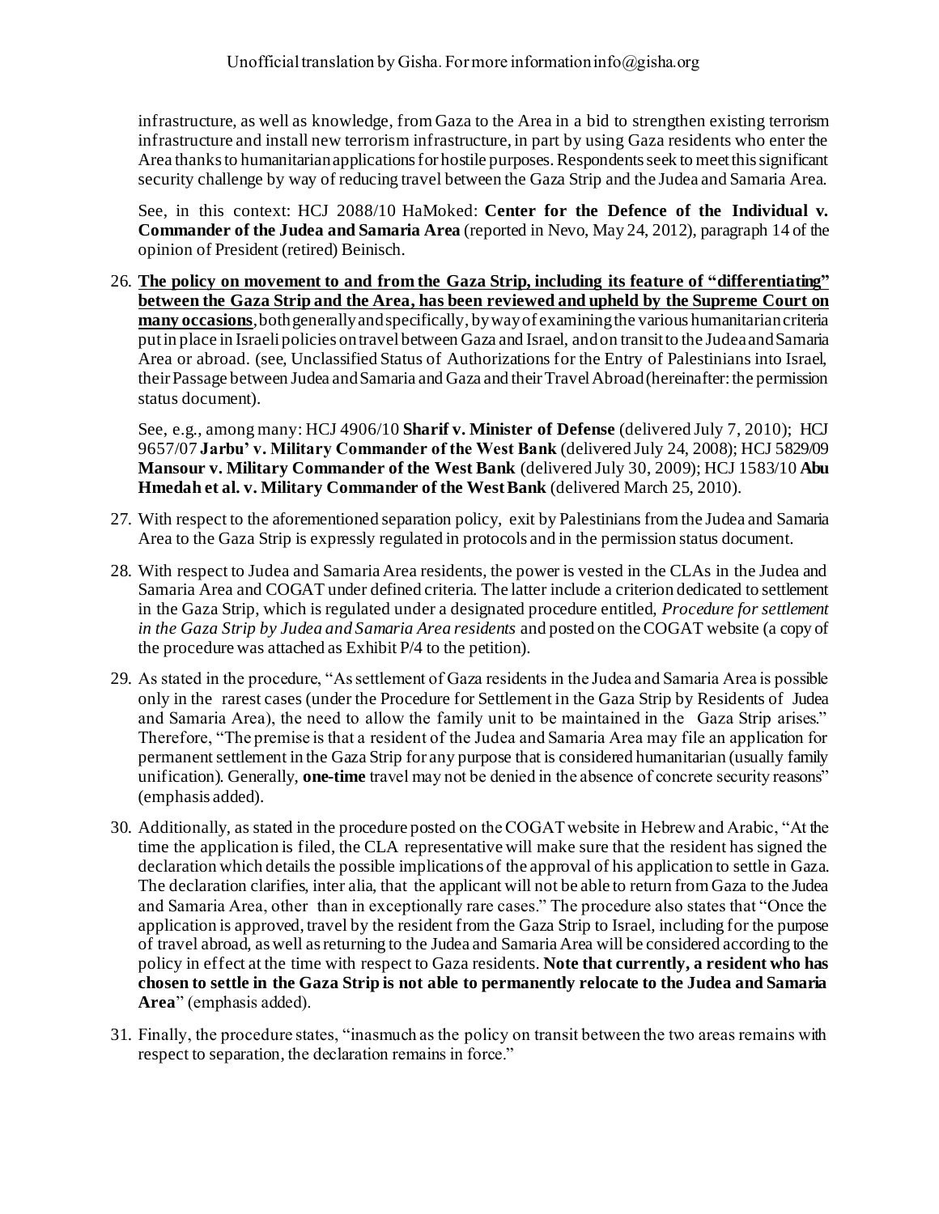infrastructure, as well as knowledge, from Gaza to the Area in a bid to strengthen existing terrorism infrastructure and install new terrorism infrastructure, in part by using Gaza residents who enter the Area thanks to humanitarian applications for hostile purposes. Respondents seek to meet this significant security challenge by way of reducing travel between the Gaza Strip and the Judea and Samaria Area.

See, in this context: HCJ 2088/10 HaMoked: **Center for the Defence of the Individual v. Commander of the Judea and Samaria Area** (reported in Nevo, May 24, 2012), paragraph 14 of the opinion of President (retired) Beinisch.

26. **The policy on movement to and from the Gaza Strip, including its feature of "differentiating" between the Gaza Strip and the Area, has been reviewed and upheld by the Supreme Court on many occasions**, both generally and specifically, by way of examining the various humanitarian criteria put in place in Israeli policies on travel between Gaza and Israel, and on transit to the Judea and Samaria Area or abroad. (see, Unclassified Status of Authorizations for the Entry of Palestinians into Israel, their Passage between Judea and Samaria and Gaza and their Travel Abroad (hereinafter: the permission status document).

    See, e.g., among many: HCJ 4906/10 **Sharif v. Minister of Defense** (delivered July 7, 2010); HCJ 9657/07 **Jarbu' v. Military Commander of the West Bank** (delivered July 24, 2008); HCJ 5829/09 **Mansour v. Military Commander of the West Bank** (delivered July 30, 2009); HCJ 1583/10 **Abu Hmedah et al. v. Military Commander of the West Bank** (delivered March 25, 2010).

27. With respect to the aforementioned separation policy, exit by Palestinians from the Judea and Samaria Area to the Gaza Strip is expressly regulated in protocols and in the permission status document.

28. With respect to Judea and Samaria Area residents, the power is vested in the CLAs in the Judea and Samaria Area and COGAT under defined criteria. The latter include a criterion dedicated to settlement in the Gaza Strip, which is regulated under a designated procedure entitled, *Procedure for settlement in the Gaza Strip by Judea and Samaria Area residents* and posted on the COGAT website (a copy of the procedure was attached as Exhibit P/4 to the petition).

29. As stated in the procedure, "As settlement of Gaza residents in the Judea and Samaria Area is possible only in the rarest cases (under the Procedure for Settlement in the Gaza Strip by Residents of Judea and Samaria Area), the need to allow the family unit to be maintained in the Gaza Strip arises." Therefore, "The premise is that a resident of the Judea and Samaria Area may file an application for permanent settlement in the Gaza Strip for any purpose that is considered humanitarian (usually family unification). Generally, **one-time** travel may not be denied in the absence of concrete security reasons" (emphasis added).

30. Additionally, as stated in the procedure posted on the COGAT website in Hebrew and Arabic, "At the time the application is filed, the CLA representative will make sure that the resident has signed the declaration which details the possible implications of the approval of his application to settle in Gaza. The declaration clarifies, inter alia, that the applicant will not be able to return from Gaza to the Judea and Samaria Area, other than in exceptionally rare cases." The procedure also states that "Once the application is approved, travel by the resident from the Gaza Strip to Israel, including for the purpose of travel abroad, as well as returning to the Judea and Samaria Area will be considered according to the policy in effect at the time with respect to Gaza residents. **Note that currently, a resident who has chosen to settle in the Gaza Strip is not able to permanently relocate to the Judea and Samaria Area**" (emphasis added).

31. Finally, the procedure states, "inasmuch as the policy on transit between the two areas remains with respect to separation, the declaration remains in force."